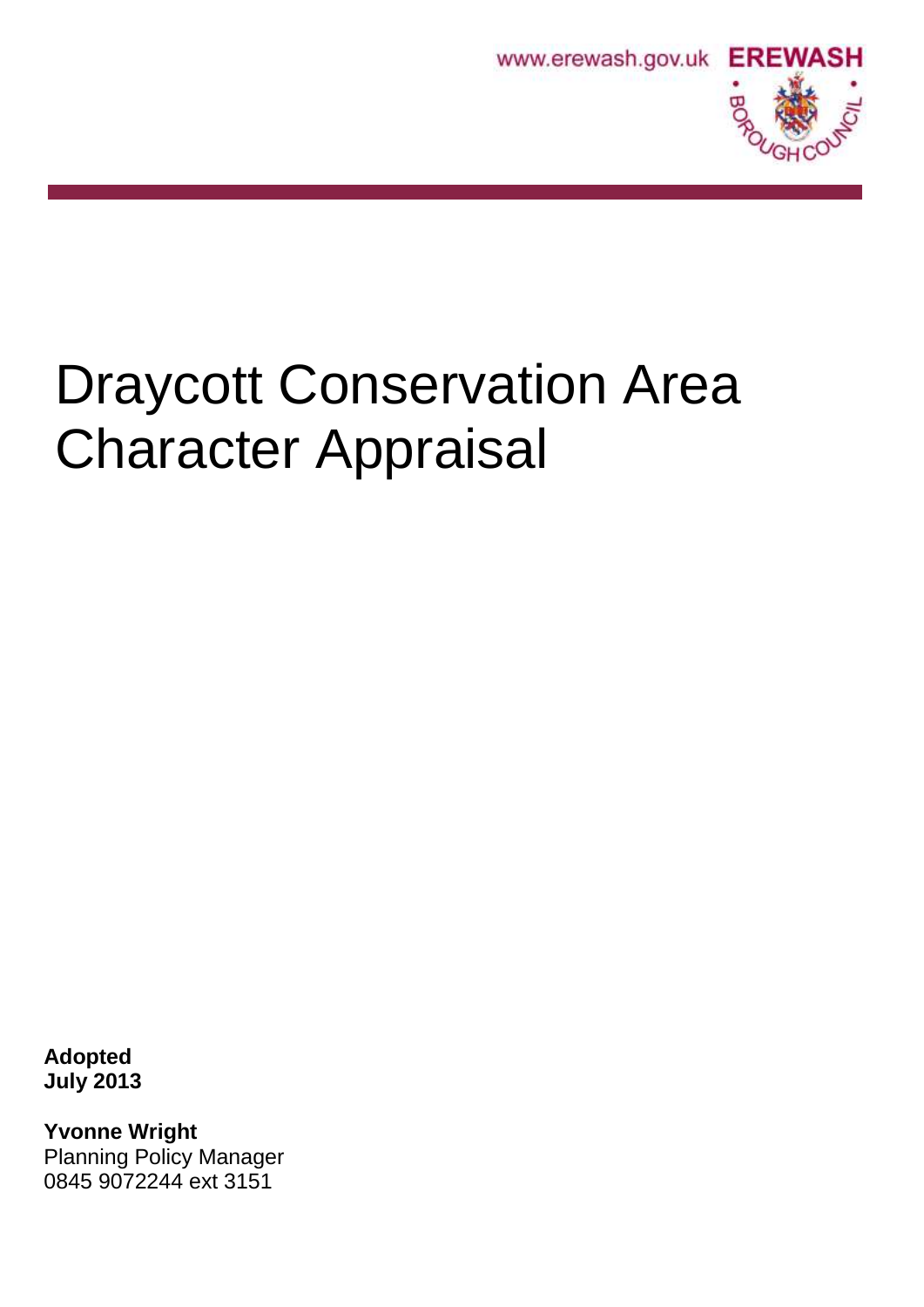www.erewash.gov.uk EREWASH BOROUGH COUNCIL

# Draycott Conservation Area Character Appraisal

**Adopted**
**July 2013**

**Yvonne Wright**
Planning Policy Manager
0845 9072244 ext 3151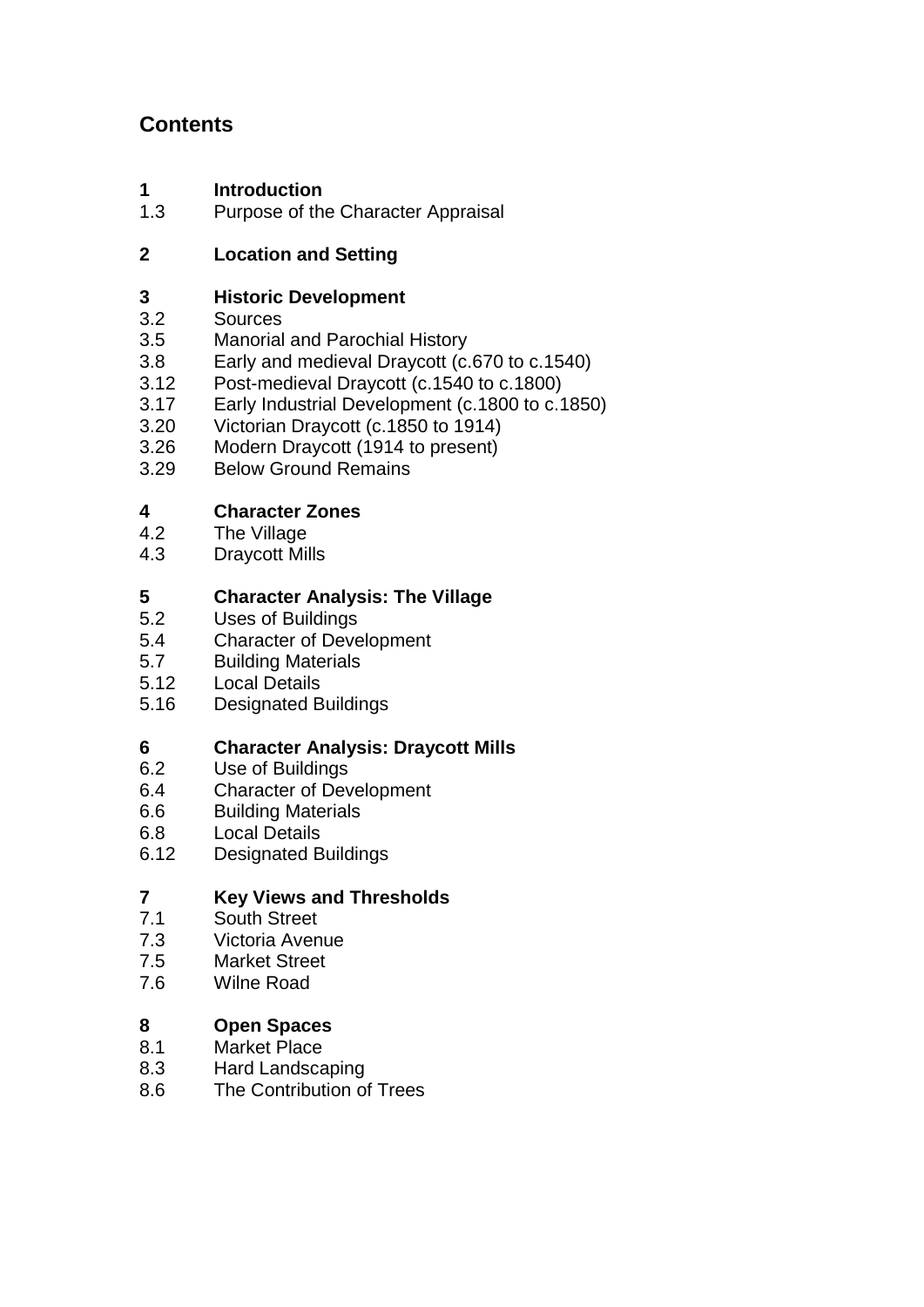## Contents

**1 Introduction**

1.3 Purpose of the Character Appraisal

**2 Location and Setting**

**3 Historic Development**

3.2 Sources
3.5 Manorial and Parochial History
3.8 Early and medieval Draycott (c.670 to c.1540)
3.12 Post-medieval Draycott (c.1540 to c.1800)
3.17 Early Industrial Development (c.1800 to c.1850)
3.20 Victorian Draycott (c.1850 to 1914)
3.26 Modern Draycott (1914 to present)
3.29 Below Ground Remains

**4 Character Zones**

4.2 The Village
4.3 Draycott Mills

**5 Character Analysis: The Village**

5.2 Uses of Buildings
5.4 Character of Development
5.7 Building Materials
5.12 Local Details
5.16 Designated Buildings

**6 Character Analysis: Draycott Mills**

6.2 Use of Buildings
6.4 Character of Development
6.6 Building Materials
6.8 Local Details
6.12 Designated Buildings

**7 Key Views and Thresholds**

7.1 South Street
7.3 Victoria Avenue
7.5 Market Street
7.6 Wilne Road

**8 Open Spaces**

8.1 Market Place
8.3 Hard Landscaping
8.6 The Contribution of Trees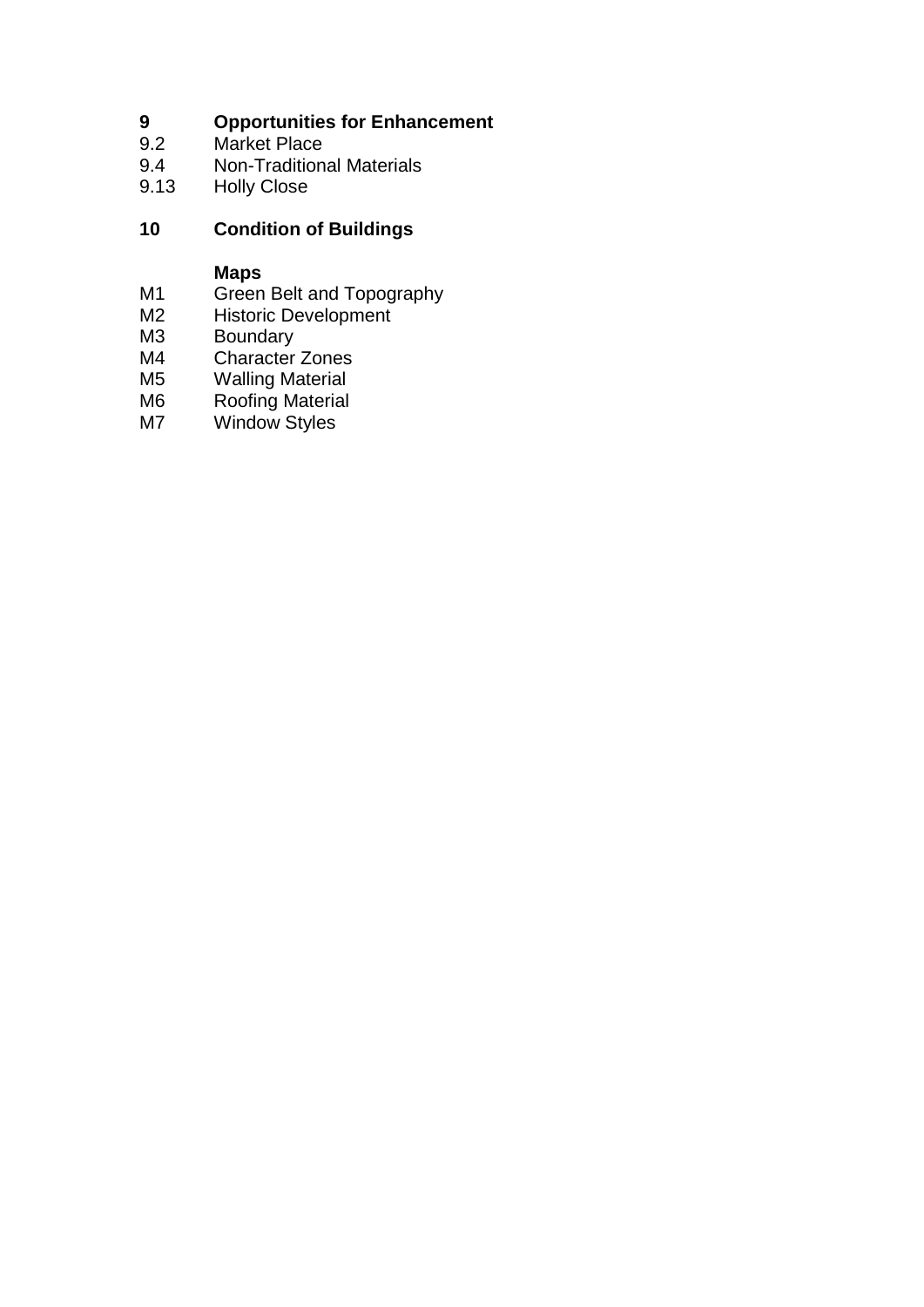**9 Opportunities for Enhancement**

9.2 Market Place

9.4 Non-Traditional Materials

9.13 Holly Close

**10 Condition of Buildings**

**Maps**

M1 Green Belt and Topography

M2 Historic Development

M3 Boundary

M4 Character Zones

M5 Walling Material

M6 Roofing Material

M7 Window Styles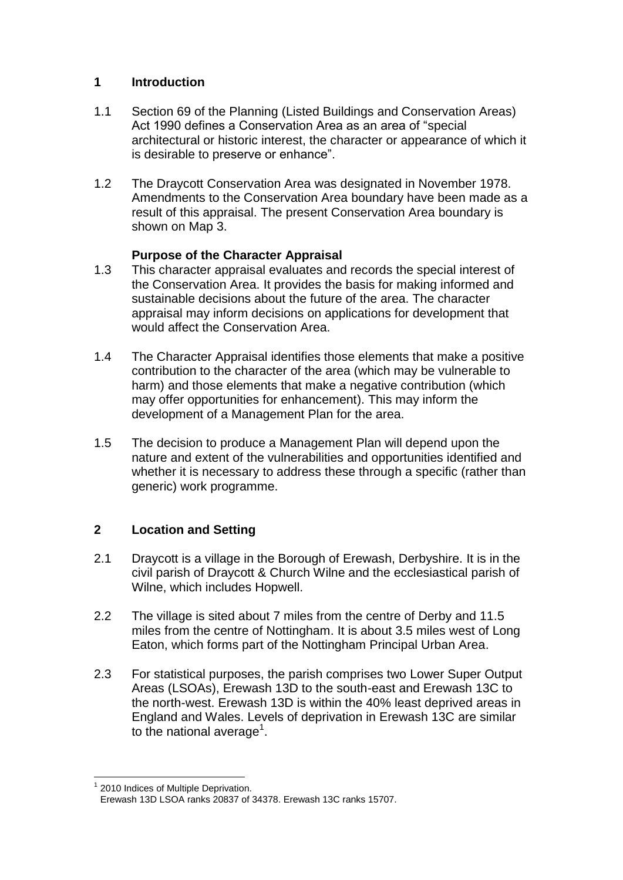## 1 Introduction

1.1 Section 69 of the Planning (Listed Buildings and Conservation Areas) Act 1990 defines a Conservation Area as an area of "special architectural or historic interest, the character or appearance of which it is desirable to preserve or enhance".

1.2 The Draycott Conservation Area was designated in November 1978. Amendments to the Conservation Area boundary have been made as a result of this appraisal. The present Conservation Area boundary is shown on Map 3.

### Purpose of the Character Appraisal

1.3 This character appraisal evaluates and records the special interest of the Conservation Area. It provides the basis for making informed and sustainable decisions about the future of the area. The character appraisal may inform decisions on applications for development that would affect the Conservation Area.

1.4 The Character Appraisal identifies those elements that make a positive contribution to the character of the area (which may be vulnerable to harm) and those elements that make a negative contribution (which may offer opportunities for enhancement). This may inform the development of a Management Plan for the area.

1.5 The decision to produce a Management Plan will depend upon the nature and extent of the vulnerabilities and opportunities identified and whether it is necessary to address these through a specific (rather than generic) work programme.

## 2 Location and Setting

2.1 Draycott is a village in the Borough of Erewash, Derbyshire. It is in the civil parish of Draycott & Church Wilne and the ecclesiastical parish of Wilne, which includes Hopwell.

2.2 The village is sited about 7 miles from the centre of Derby and 11.5 miles from the centre of Nottingham. It is about 3.5 miles west of Long Eaton, which forms part of the Nottingham Principal Urban Area.

2.3 For statistical purposes, the parish comprises two Lower Super Output Areas (LSOAs), Erewash 13D to the south-east and Erewash 13C to the north-west. Erewash 13D is within the 40% least deprived areas in England and Wales. Levels of deprivation in Erewash 13C are similar to the national average[1].

---

[1] 2010 Indices of Multiple Deprivation.
Erewash 13D LSOA ranks 20837 of 34378. Erewash 13C ranks 15707.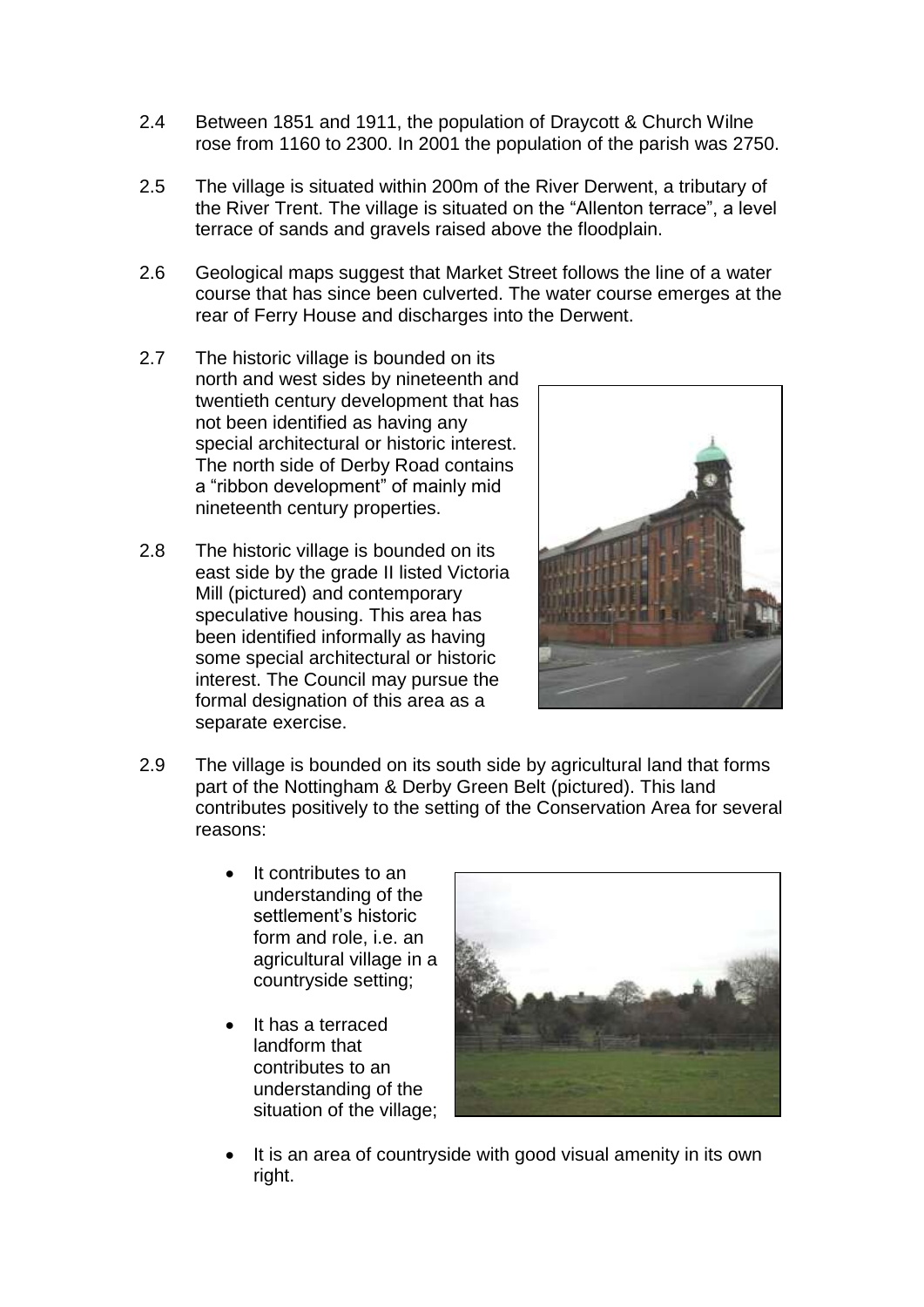2.4 Between 1851 and 1911, the population of Draycott & Church Wilne rose from 1160 to 2300. In 2001 the population of the parish was 2750.

2.5 The village is situated within 200m of the River Derwent, a tributary of the River Trent. The village is situated on the "Allenton terrace", a level terrace of sands and gravels raised above the floodplain.

2.6 Geological maps suggest that Market Street follows the line of a water course that has since been culverted. The water course emerges at the rear of Ferry House and discharges into the Derwent.

2.7 The historic village is bounded on its north and west sides by nineteenth and twentieth century development that has not been identified as having any special architectural or historic interest. The north side of Derby Road contains a "ribbon development" of mainly mid nineteenth century properties.

2.8 The historic village is bounded on its east side by the grade II listed Victoria Mill (pictured) and contemporary speculative housing. This area has been identified informally as having some special architectural or historic interest. The Council may pursue the formal designation of this area as a separate exercise.

2.9 The village is bounded on its south side by agricultural land that forms part of the Nottingham & Derby Green Belt (pictured). This land contributes positively to the setting of the Conservation Area for several reasons:

- It contributes to an understanding of the settlement's historic form and role, i.e. an agricultural village in a countryside setting;
- It has a terraced landform that contributes to an understanding of the situation of the village;
- It is an area of countryside with good visual amenity in its own right.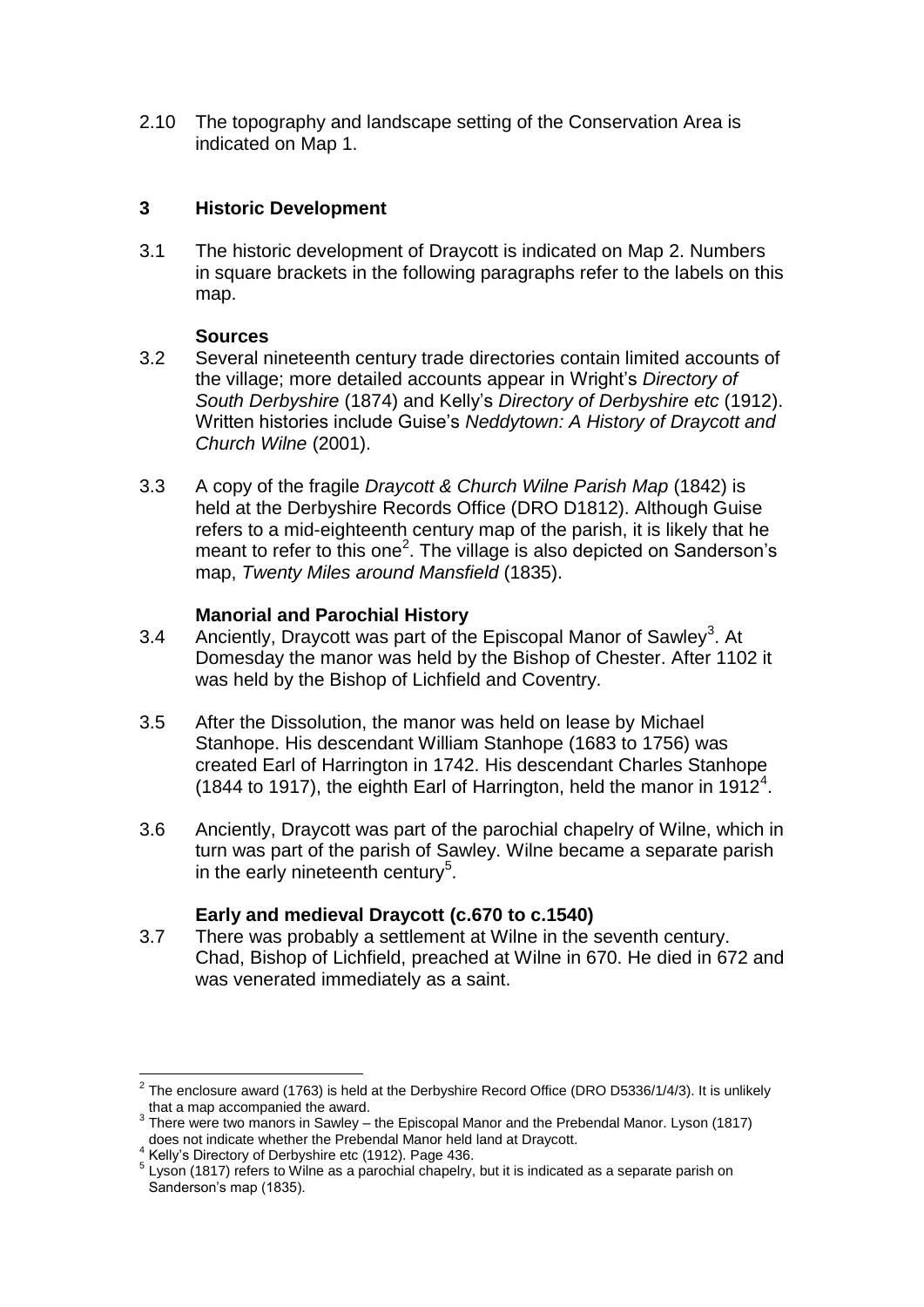2.10 The topography and landscape setting of the Conservation Area is indicated on Map 1.

## 3 Historic Development

3.1 The historic development of Draycott is indicated on Map 2. Numbers in square brackets in the following paragraphs refer to the labels on this map.

### Sources

3.2 Several nineteenth century trade directories contain limited accounts of the village; more detailed accounts appear in Wright's *Directory of South Derbyshire* (1874) and Kelly's *Directory of Derbyshire etc* (1912). Written histories include Guise's *Neddytown: A History of Draycott and Church Wilne* (2001).

3.3 A copy of the fragile *Draycott & Church Wilne Parish Map* (1842) is held at the Derbyshire Records Office (DRO D1812). Although Guise refers to a mid-eighteenth century map of the parish, it is likely that he meant to refer to this one[2]. The village is also depicted on Sanderson's map, *Twenty Miles around Mansfield* (1835).

### Manorial and Parochial History

3.4 Anciently, Draycott was part of the Episcopal Manor of Sawley[3]. At Domesday the manor was held by the Bishop of Chester. After 1102 it was held by the Bishop of Lichfield and Coventry.

3.5 After the Dissolution, the manor was held on lease by Michael Stanhope. His descendant William Stanhope (1683 to 1756) was created Earl of Harrington in 1742. His descendant Charles Stanhope (1844 to 1917), the eighth Earl of Harrington, held the manor in 1912[4].

3.6 Anciently, Draycott was part of the parochial chapelry of Wilne, which in turn was part of the parish of Sawley. Wilne became a separate parish in the early nineteenth century[5].

### Early and medieval Draycott (c.670 to c.1540)

3.7 There was probably a settlement at Wilne in the seventh century. Chad, Bishop of Lichfield, preached at Wilne in 670. He died in 672 and was venerated immediately as a saint.

---

[2] The enclosure award (1763) is held at the Derbyshire Record Office (DRO D5336/1/4/3). It is unlikely that a map accompanied the award.

[3] There were two manors in Sawley – the Episcopal Manor and the Prebendal Manor. Lyson (1817) does not indicate whether the Prebendal Manor held land at Draycott.

[4] Kelly's Directory of Derbyshire etc (1912). Page 436.

[5] Lyson (1817) refers to Wilne as a parochial chapelry, but it is indicated as a separate parish on Sanderson's map (1835).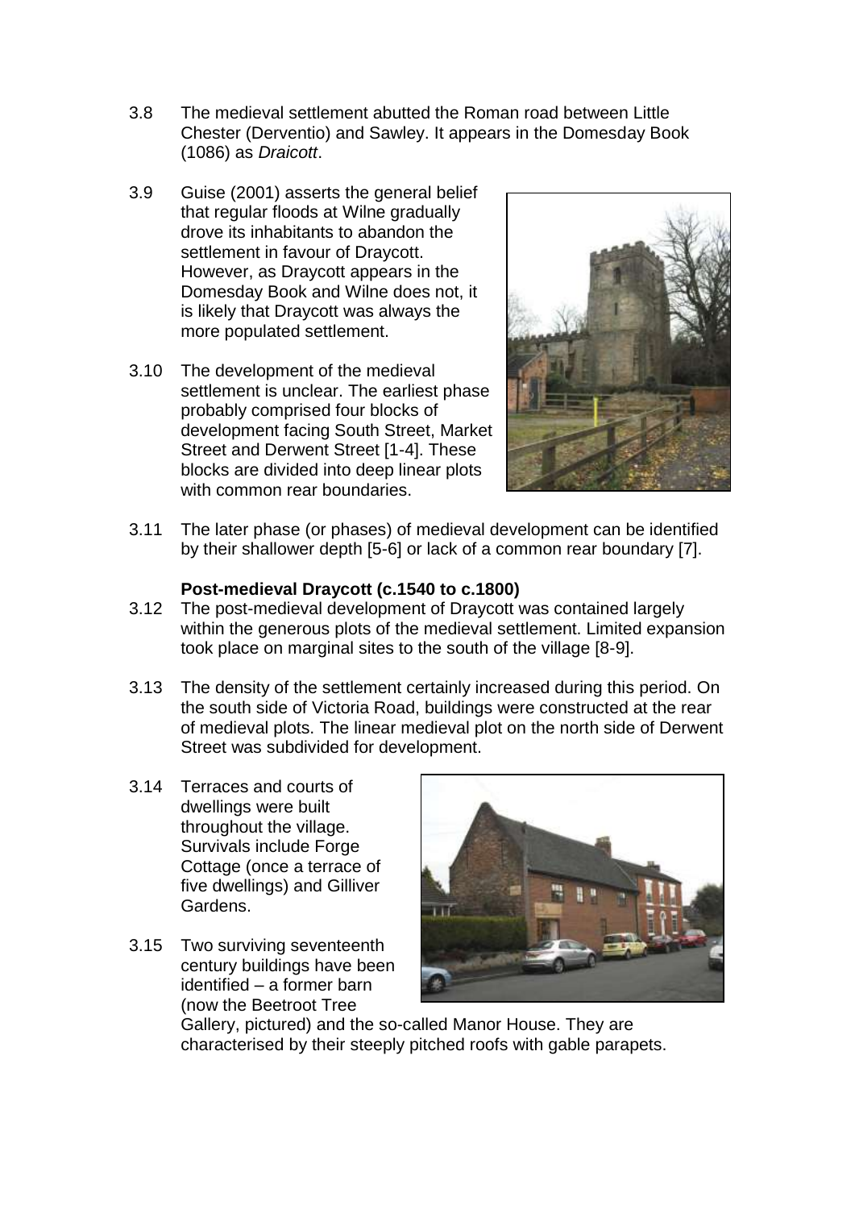3.8 The medieval settlement abutted the Roman road between Little Chester (Derventio) and Sawley. It appears in the Domesday Book (1086) as *Draicott*.

3.9 Guise (2001) asserts the general belief that regular floods at Wilne gradually drove its inhabitants to abandon the settlement in favour of Draycott. However, as Draycott appears in the Domesday Book and Wilne does not, it is likely that Draycott was always the more populated settlement.

3.10 The development of the medieval settlement is unclear. The earliest phase probably comprised four blocks of development facing South Street, Market Street and Derwent Street [1-4]. These blocks are divided into deep linear plots with common rear boundaries.

3.11 The later phase (or phases) of medieval development can be identified by their shallower depth [5-6] or lack of a common rear boundary [7].

### Post-medieval Draycott (c.1540 to c.1800)

3.12 The post-medieval development of Draycott was contained largely within the generous plots of the medieval settlement. Limited expansion took place on marginal sites to the south of the village [8-9].

3.13 The density of the settlement certainly increased during this period. On the south side of Victoria Road, buildings were constructed at the rear of medieval plots. The linear medieval plot on the north side of Derwent Street was subdivided for development.

3.14 Terraces and courts of dwellings were built throughout the village. Survivals include Forge Cottage (once a terrace of five dwellings) and Gilliver Gardens.

3.15 Two surviving seventeenth century buildings have been identified – a former barn (now the Beetroot Tree Gallery, pictured) and the so-called Manor House. They are characterised by their steeply pitched roofs with gable parapets.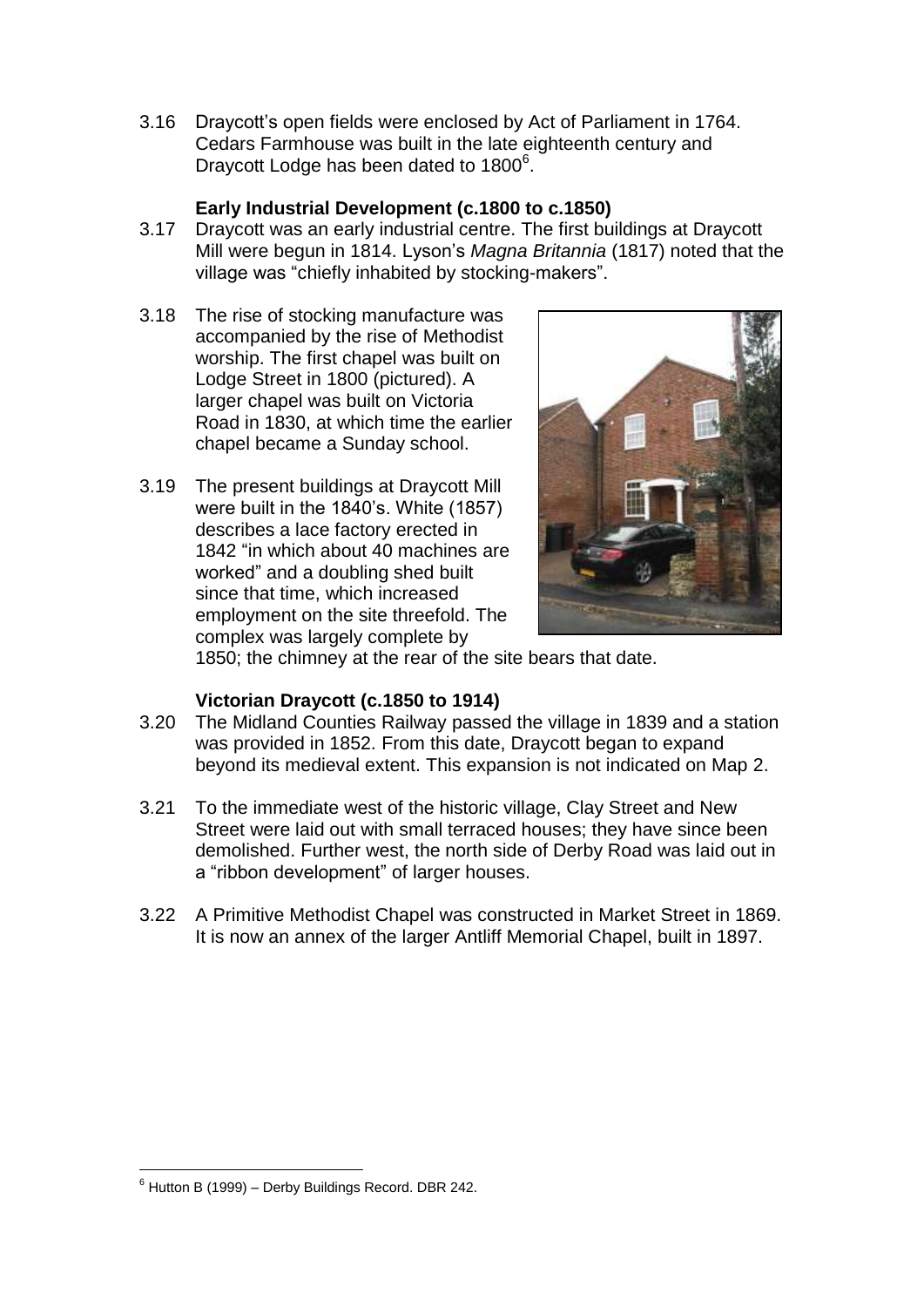3.16 Draycott's open fields were enclosed by Act of Parliament in 1764. Cedars Farmhouse was built in the late eighteenth century and Draycott Lodge has been dated to 1800[6].

### Early Industrial Development (c.1800 to c.1850)

3.17 Draycott was an early industrial centre. The first buildings at Draycott Mill were begun in 1814. Lyson's *Magna Britannia* (1817) noted that the village was "chiefly inhabited by stocking-makers".

3.18 The rise of stocking manufacture was accompanied by the rise of Methodist worship. The first chapel was built on Lodge Street in 1800 (pictured). A larger chapel was built on Victoria Road in 1830, at which time the earlier chapel became a Sunday school.

3.19 The present buildings at Draycott Mill were built in the 1840's. White (1857) describes a lace factory erected in 1842 "in which about 40 machines are worked" and a doubling shed built since that time, which increased employment on the site threefold. The complex was largely complete by 1850; the chimney at the rear of the site bears that date.

### Victorian Draycott (c.1850 to 1914)

3.20 The Midland Counties Railway passed the village in 1839 and a station was provided in 1852. From this date, Draycott began to expand beyond its medieval extent. This expansion is not indicated on Map 2.

3.21 To the immediate west of the historic village, Clay Street and New Street were laid out with small terraced houses; they have since been demolished. Further west, the north side of Derby Road was laid out in a "ribbon development" of larger houses.

3.22 A Primitive Methodist Chapel was constructed in Market Street in 1869. It is now an annex of the larger Antliff Memorial Chapel, built in 1897.

---

[6] Hutton B (1999) – Derby Buildings Record. DBR 242.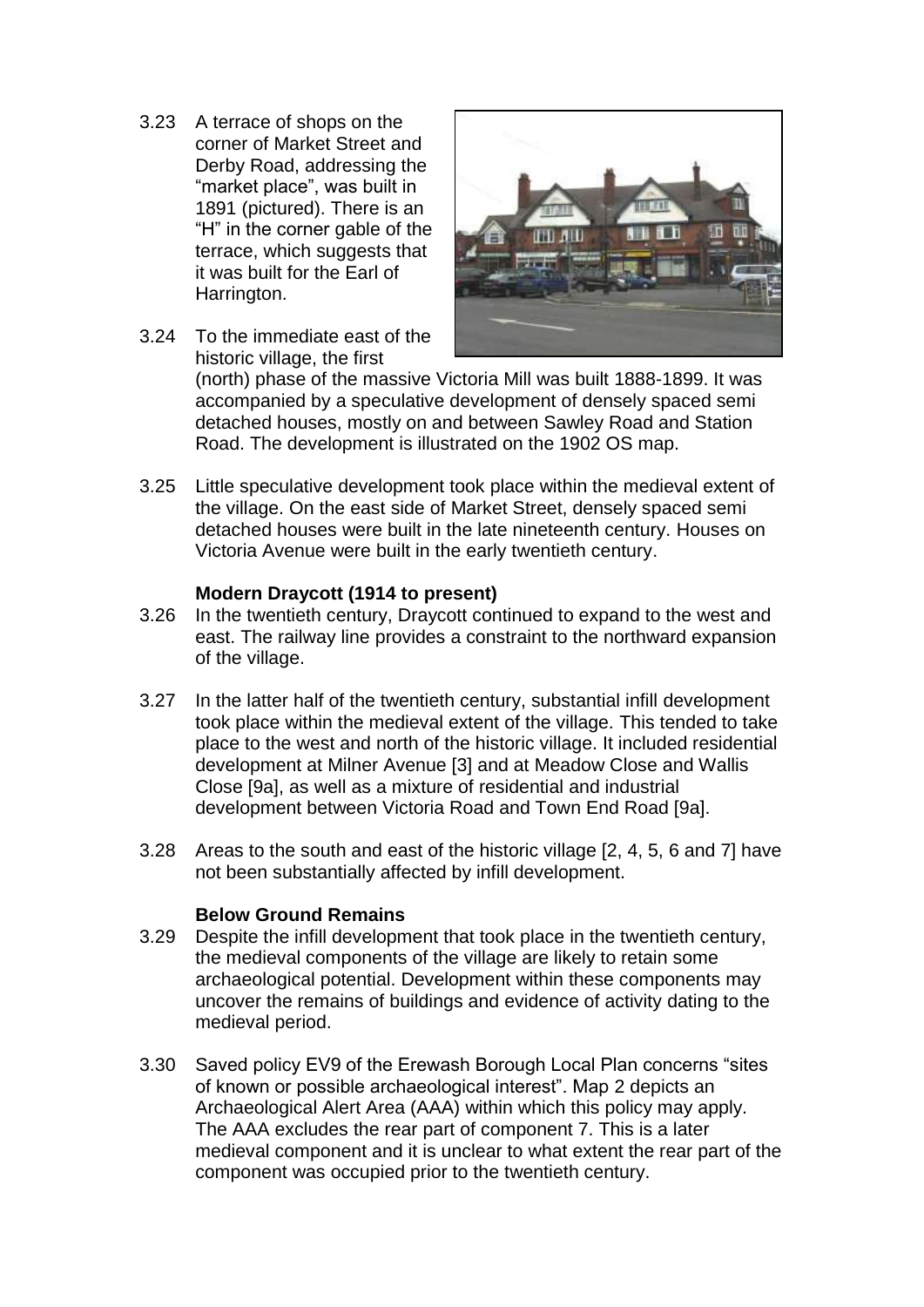3.23 A terrace of shops on the corner of Market Street and Derby Road, addressing the "market place", was built in 1891 (pictured). There is an "H" in the corner gable of the terrace, which suggests that it was built for the Earl of Harrington.

3.24 To the immediate east of the historic village, the first (north) phase of the massive Victoria Mill was built 1888-1899. It was accompanied by a speculative development of densely spaced semi detached houses, mostly on and between Sawley Road and Station Road. The development is illustrated on the 1902 OS map.

3.25 Little speculative development took place within the medieval extent of the village. On the east side of Market Street, densely spaced semi detached houses were built in the late nineteenth century. Houses on Victoria Avenue were built in the early twentieth century.

**Modern Draycott (1914 to present)**

3.26 In the twentieth century, Draycott continued to expand to the west and east. The railway line provides a constraint to the northward expansion of the village.

3.27 In the latter half of the twentieth century, substantial infill development took place within the medieval extent of the village. This tended to take place to the west and north of the historic village. It included residential development at Milner Avenue [3] and at Meadow Close and Wallis Close [9a], as well as a mixture of residential and industrial development between Victoria Road and Town End Road [9a].

3.28 Areas to the south and east of the historic village [2, 4, 5, 6 and 7] have not been substantially affected by infill development.

**Below Ground Remains**

3.29 Despite the infill development that took place in the twentieth century, the medieval components of the village are likely to retain some archaeological potential. Development within these components may uncover the remains of buildings and evidence of activity dating to the medieval period.

3.30 Saved policy EV9 of the Erewash Borough Local Plan concerns "sites of known or possible archaeological interest". Map 2 depicts an Archaeological Alert Area (AAA) within which this policy may apply. The AAA excludes the rear part of component 7. This is a later medieval component and it is unclear to what extent the rear part of the component was occupied prior to the twentieth century.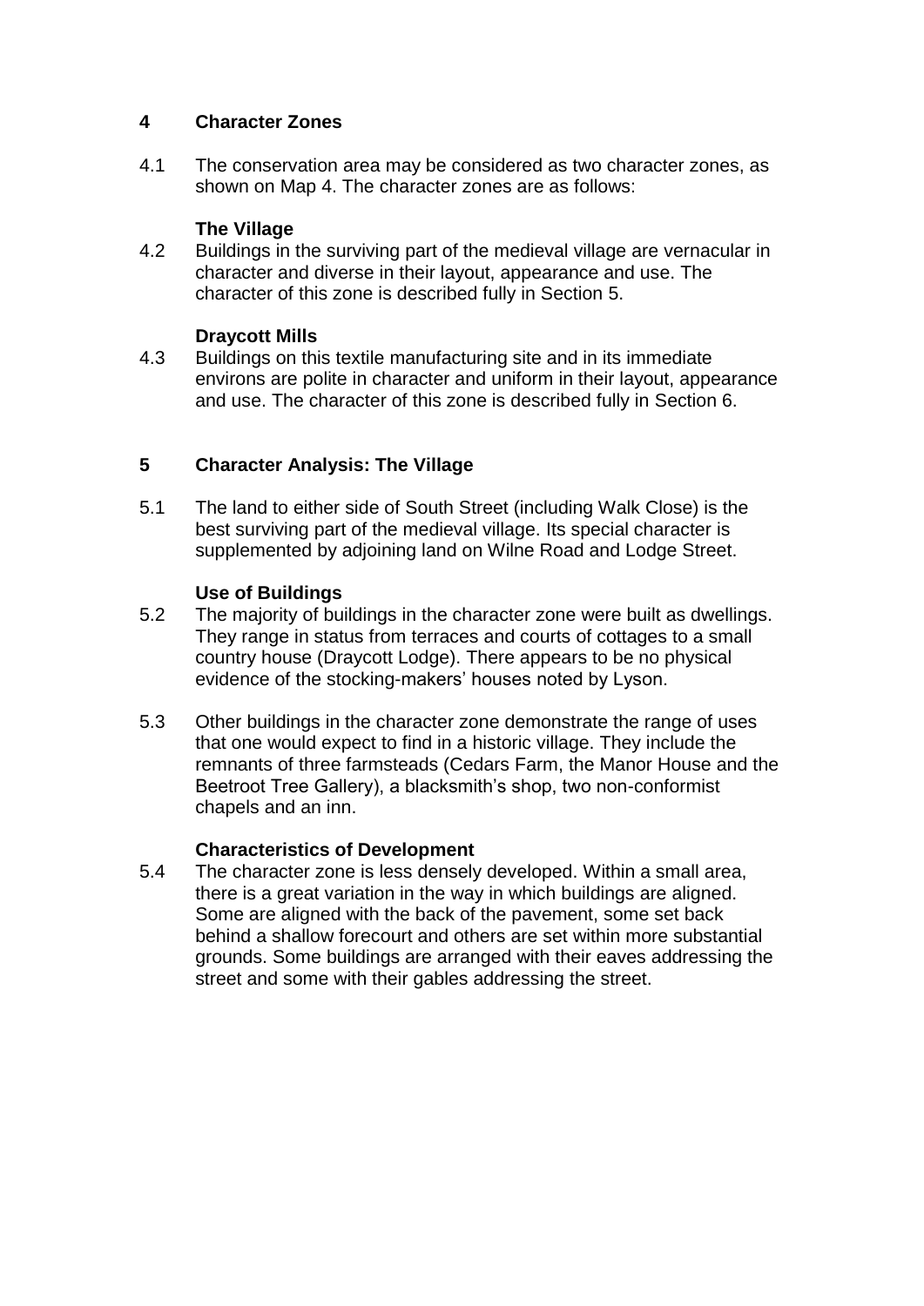## 4 Character Zones

4.1 The conservation area may be considered as two character zones, as shown on Map 4. The character zones are as follows:

### The Village

4.2 Buildings in the surviving part of the medieval village are vernacular in character and diverse in their layout, appearance and use. The character of this zone is described fully in Section 5.

### Draycott Mills

4.3 Buildings on this textile manufacturing site and in its immediate environs are polite in character and uniform in their layout, appearance and use. The character of this zone is described fully in Section 6.

## 5 Character Analysis: The Village

5.1 The land to either side of South Street (including Walk Close) is the best surviving part of the medieval village. Its special character is supplemented by adjoining land on Wilne Road and Lodge Street.

### Use of Buildings

5.2 The majority of buildings in the character zone were built as dwellings. They range in status from terraces and courts of cottages to a small country house (Draycott Lodge). There appears to be no physical evidence of the stocking-makers' houses noted by Lyson.

5.3 Other buildings in the character zone demonstrate the range of uses that one would expect to find in a historic village. They include the remnants of three farmsteads (Cedars Farm, the Manor House and the Beetroot Tree Gallery), a blacksmith's shop, two non-conformist chapels and an inn.

### Characteristics of Development

5.4 The character zone is less densely developed. Within a small area, there is a great variation in the way in which buildings are aligned. Some are aligned with the back of the pavement, some set back behind a shallow forecourt and others are set within more substantial grounds. Some buildings are arranged with their eaves addressing the street and some with their gables addressing the street.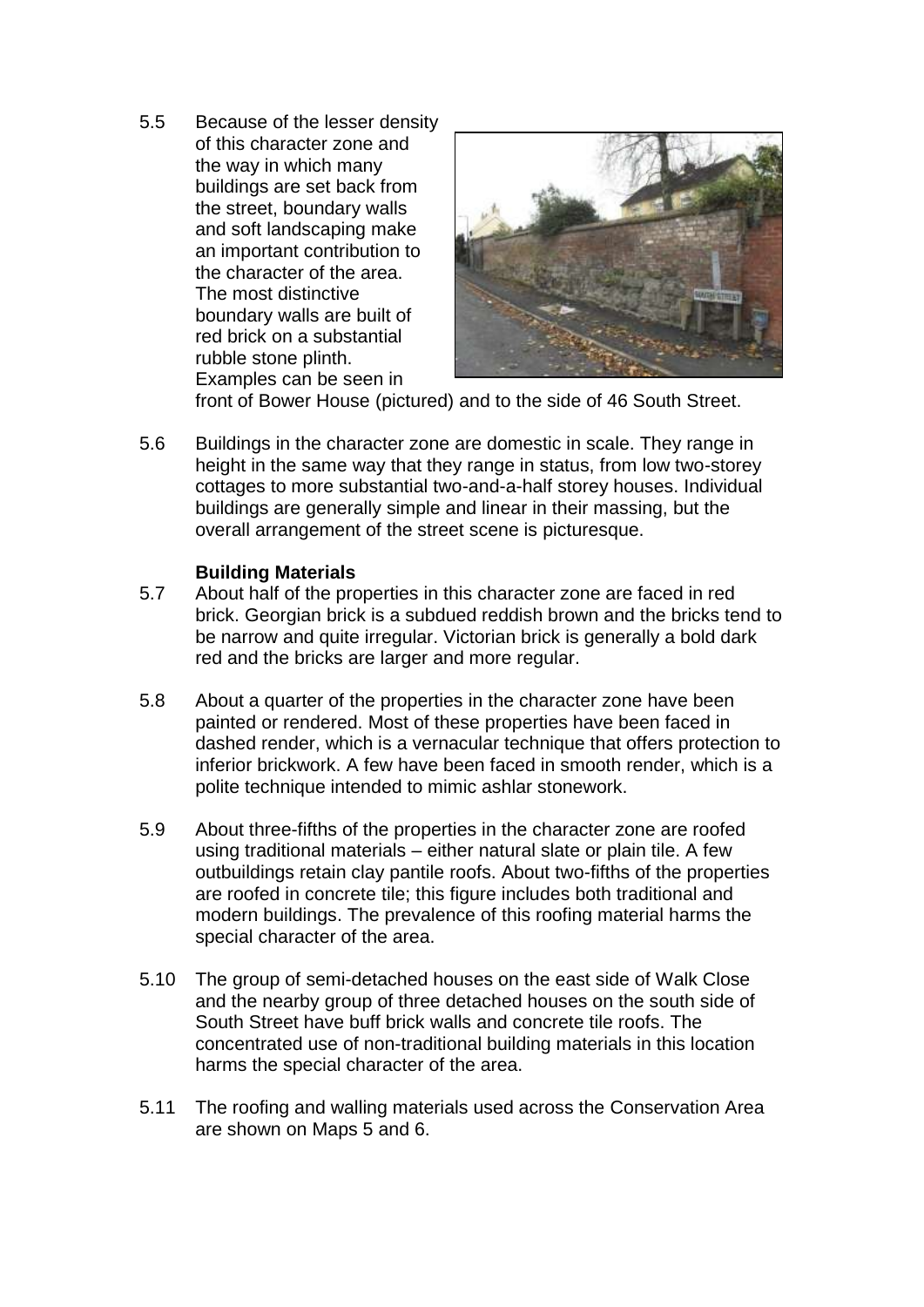5.5 Because of the lesser density of this character zone and the way in which many buildings are set back from the street, boundary walls and soft landscaping make an important contribution to the character of the area. The most distinctive boundary walls are built of red brick on a substantial rubble stone plinth. Examples can be seen in front of Bower House (pictured) and to the side of 46 South Street.

5.6 Buildings in the character zone are domestic in scale. They range in height in the same way that they range in status, from low two-storey cottages to more substantial two-and-a-half storey houses. Individual buildings are generally simple and linear in their massing, but the overall arrangement of the street scene is picturesque.

**Building Materials**

5.7 About half of the properties in this character zone are faced in red brick. Georgian brick is a subdued reddish brown and the bricks tend to be narrow and quite irregular. Victorian brick is generally a bold dark red and the bricks are larger and more regular.

5.8 About a quarter of the properties in the character zone have been painted or rendered. Most of these properties have been faced in dashed render, which is a vernacular technique that offers protection to inferior brickwork. A few have been faced in smooth render, which is a polite technique intended to mimic ashlar stonework.

5.9 About three-fifths of the properties in the character zone are roofed using traditional materials – either natural slate or plain tile. A few outbuildings retain clay pantile roofs. About two-fifths of the properties are roofed in concrete tile; this figure includes both traditional and modern buildings. The prevalence of this roofing material harms the special character of the area.

5.10 The group of semi-detached houses on the east side of Walk Close and the nearby group of three detached houses on the south side of South Street have buff brick walls and concrete tile roofs. The concentrated use of non-traditional building materials in this location harms the special character of the area.

5.11 The roofing and walling materials used across the Conservation Area are shown on Maps 5 and 6.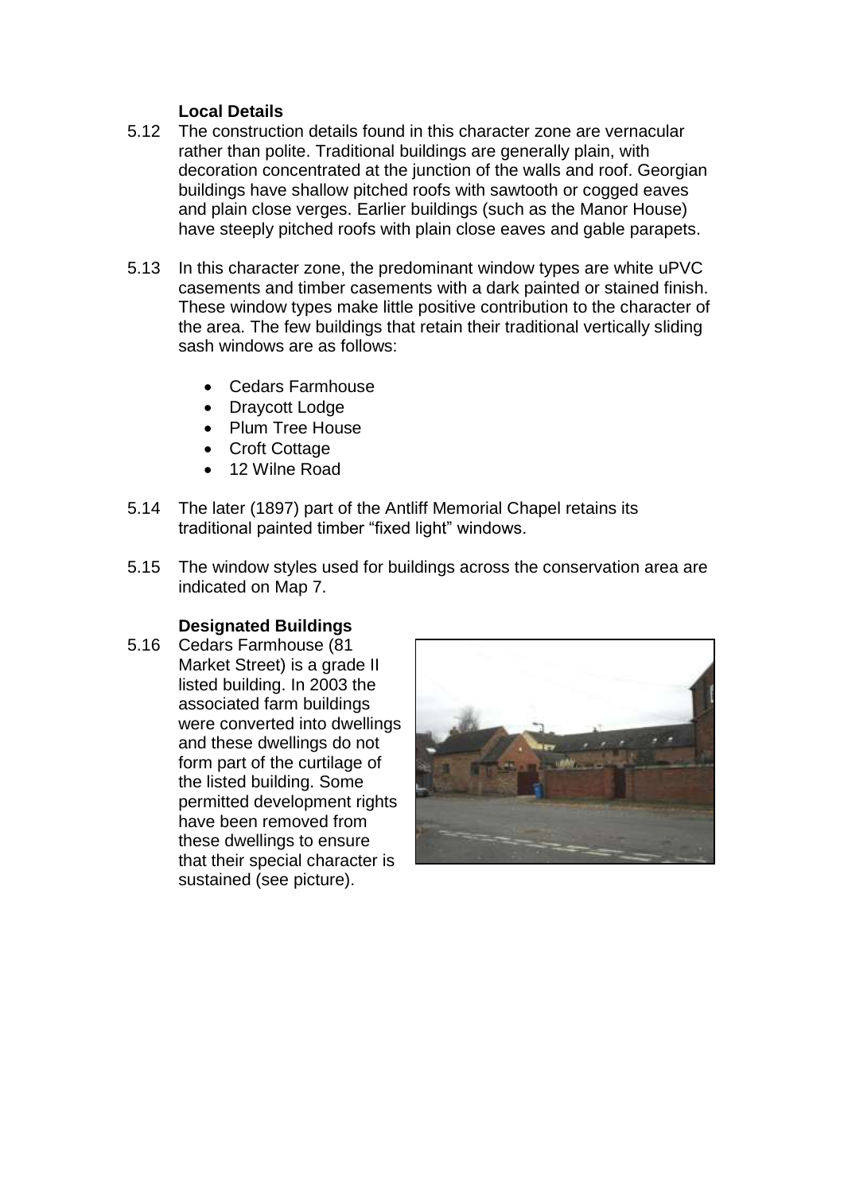### Local Details

5.12 The construction details found in this character zone are vernacular rather than polite. Traditional buildings are generally plain, with decoration concentrated at the junction of the walls and roof. Georgian buildings have shallow pitched roofs with sawtooth or cogged eaves and plain close verges. Earlier buildings (such as the Manor House) have steeply pitched roofs with plain close eaves and gable parapets.

5.13 In this character zone, the predominant window types are white uPVC casements and timber casements with a dark painted or stained finish. These window types make little positive contribution to the character of the area. The few buildings that retain their traditional vertically sliding sash windows are as follows:

- Cedars Farmhouse
- Draycott Lodge
- Plum Tree House
- Croft Cottage
- 12 Wilne Road

5.14 The later (1897) part of the Antliff Memorial Chapel retains its traditional painted timber "fixed light" windows.

5.15 The window styles used for buildings across the conservation area are indicated on Map 7.

### Designated Buildings

5.16 Cedars Farmhouse (81 Market Street) is a grade II listed building. In 2003 the associated farm buildings were converted into dwellings and these dwellings do not form part of the curtilage of the listed building. Some permitted development rights have been removed from these dwellings to ensure that their special character is sustained (see picture).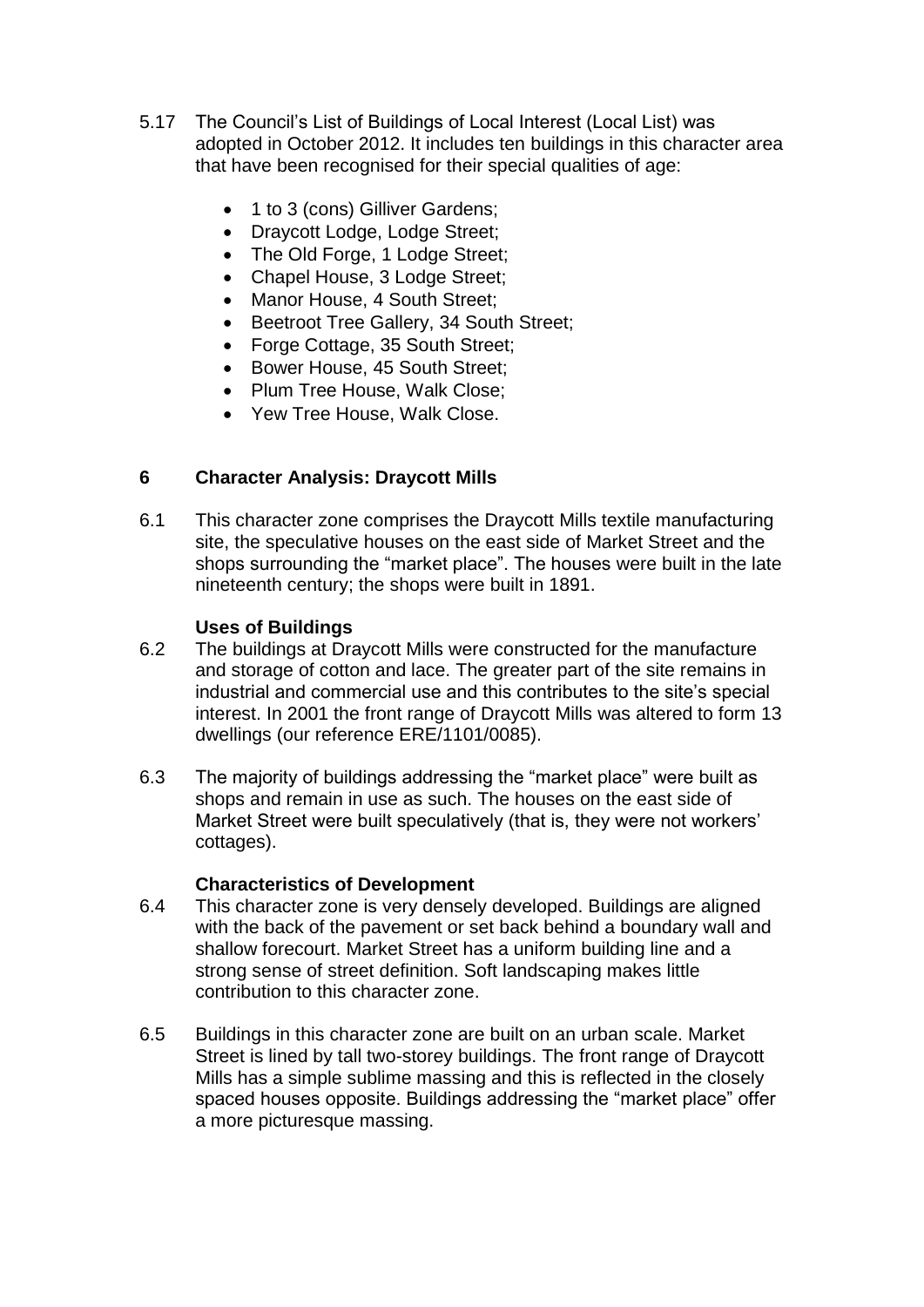5.17 The Council's List of Buildings of Local Interest (Local List) was adopted in October 2012. It includes ten buildings in this character area that have been recognised for their special qualities of age:

- 1 to 3 (cons) Gilliver Gardens;
- Draycott Lodge, Lodge Street;
- The Old Forge, 1 Lodge Street;
- Chapel House, 3 Lodge Street;
- Manor House, 4 South Street;
- Beetroot Tree Gallery, 34 South Street;
- Forge Cottage, 35 South Street;
- Bower House, 45 South Street;
- Plum Tree House, Walk Close;
- Yew Tree House, Walk Close.

## 6 Character Analysis: Draycott Mills

6.1 This character zone comprises the Draycott Mills textile manufacturing site, the speculative houses on the east side of Market Street and the shops surrounding the "market place". The houses were built in the late nineteenth century; the shops were built in 1891.

### Uses of Buildings

6.2 The buildings at Draycott Mills were constructed for the manufacture and storage of cotton and lace. The greater part of the site remains in industrial and commercial use and this contributes to the site's special interest. In 2001 the front range of Draycott Mills was altered to form 13 dwellings (our reference ERE/1101/0085).

6.3 The majority of buildings addressing the "market place" were built as shops and remain in use as such. The houses on the east side of Market Street were built speculatively (that is, they were not workers' cottages).

### Characteristics of Development

6.4 This character zone is very densely developed. Buildings are aligned with the back of the pavement or set back behind a boundary wall and shallow forecourt. Market Street has a uniform building line and a strong sense of street definition. Soft landscaping makes little contribution to this character zone.

6.5 Buildings in this character zone are built on an urban scale. Market Street is lined by tall two-storey buildings. The front range of Draycott Mills has a simple sublime massing and this is reflected in the closely spaced houses opposite. Buildings addressing the "market place" offer a more picturesque massing.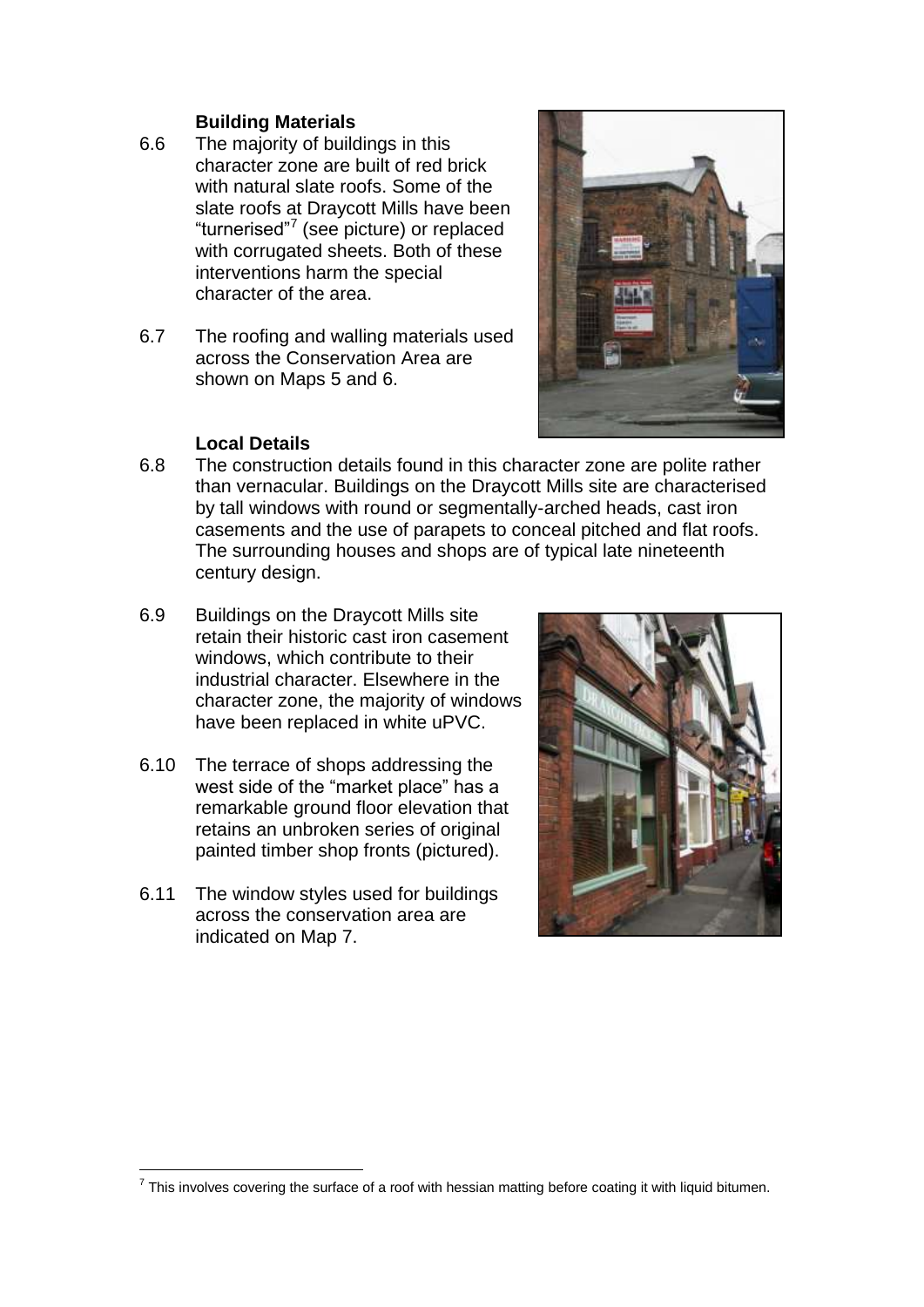### Building Materials

6.6 The majority of buildings in this character zone are built of red brick with natural slate roofs. Some of the slate roofs at Draycott Mills have been "turnerised"[7] (see picture) or replaced with corrugated sheets. Both of these interventions harm the special character of the area.

6.7 The roofing and walling materials used across the Conservation Area are shown on Maps 5 and 6.

### Local Details

6.8 The construction details found in this character zone are polite rather than vernacular. Buildings on the Draycott Mills site are characterised by tall windows with round or segmentally-arched heads, cast iron casements and the use of parapets to conceal pitched and flat roofs. The surrounding houses and shops are of typical late nineteenth century design.

6.9 Buildings on the Draycott Mills site retain their historic cast iron casement windows, which contribute to their industrial character. Elsewhere in the character zone, the majority of windows have been replaced in white uPVC.

6.10 The terrace of shops addressing the west side of the "market place" has a remarkable ground floor elevation that retains an unbroken series of original painted timber shop fronts (pictured).

6.11 The window styles used for buildings across the conservation area are indicated on Map 7.

[7] This involves covering the surface of a roof with hessian matting before coating it with liquid bitumen.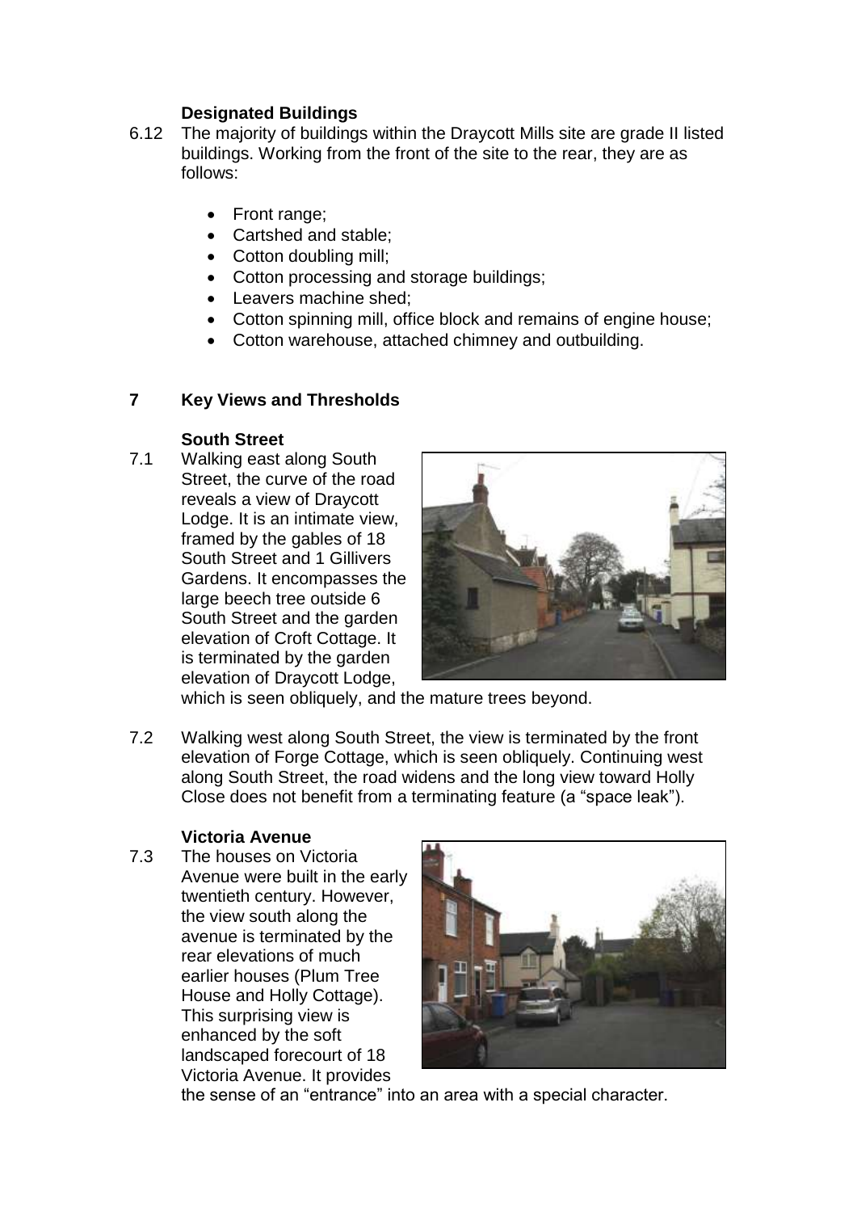**Designated Buildings**

6.12 The majority of buildings within the Draycott Mills site are grade II listed buildings. Working from the front of the site to the rear, they are as follows:

- Front range;
- Cartshed and stable;
- Cotton doubling mill;
- Cotton processing and storage buildings;
- Leavers machine shed;
- Cotton spinning mill, office block and remains of engine house;
- Cotton warehouse, attached chimney and outbuilding.

## 7 Key Views and Thresholds

**South Street**

7.1 Walking east along South Street, the curve of the road reveals a view of Draycott Lodge. It is an intimate view, framed by the gables of 18 South Street and 1 Gillivers Gardens. It encompasses the large beech tree outside 6 South Street and the garden elevation of Croft Cottage. It is terminated by the garden elevation of Draycott Lodge, which is seen obliquely, and the mature trees beyond.

7.2 Walking west along South Street, the view is terminated by the front elevation of Forge Cottage, which is seen obliquely. Continuing west along South Street, the road widens and the long view toward Holly Close does not benefit from a terminating feature (a "space leak").

**Victoria Avenue**

7.3 The houses on Victoria Avenue were built in the early twentieth century. However, the view south along the avenue is terminated by the rear elevations of much earlier houses (Plum Tree House and Holly Cottage). This surprising view is enhanced by the soft landscaped forecourt of 18 Victoria Avenue. It provides the sense of an "entrance" into an area with a special character.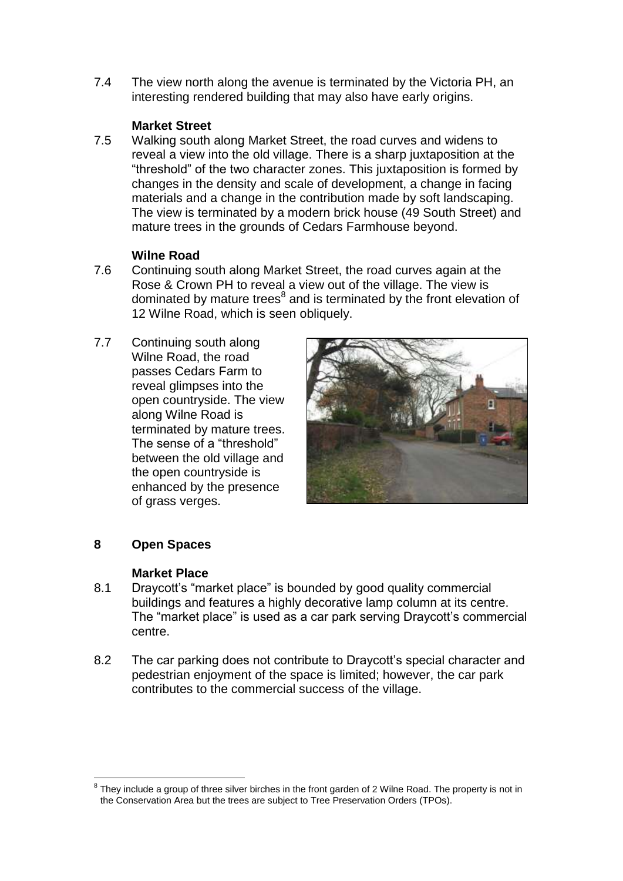7.4 The view north along the avenue is terminated by the Victoria PH, an interesting rendered building that may also have early origins.

**Market Street**

7.5 Walking south along Market Street, the road curves and widens to reveal a view into the old village. There is a sharp juxtaposition at the "threshold" of the two character zones. This juxtaposition is formed by changes in the density and scale of development, a change in facing materials and a change in the contribution made by soft landscaping. The view is terminated by a modern brick house (49 South Street) and mature trees in the grounds of Cedars Farmhouse beyond.

**Wilne Road**

7.6 Continuing south along Market Street, the road curves again at the Rose & Crown PH to reveal a view out of the village. The view is dominated by mature trees[8] and is terminated by the front elevation of 12 Wilne Road, which is seen obliquely.

7.7 Continuing south along Wilne Road, the road passes Cedars Farm to reveal glimpses into the open countryside. The view along Wilne Road is terminated by mature trees. The sense of a "threshold" between the old village and the open countryside is enhanced by the presence of grass verges.

## 8 Open Spaces

**Market Place**

8.1 Draycott's "market place" is bounded by good quality commercial buildings and features a highly decorative lamp column at its centre. The "market place" is used as a car park serving Draycott's commercial centre.

8.2 The car parking does not contribute to Draycott's special character and pedestrian enjoyment of the space is limited; however, the car park contributes to the commercial success of the village.

[8] They include a group of three silver birches in the front garden of 2 Wilne Road. The property is not in the Conservation Area but the trees are subject to Tree Preservation Orders (TPOs).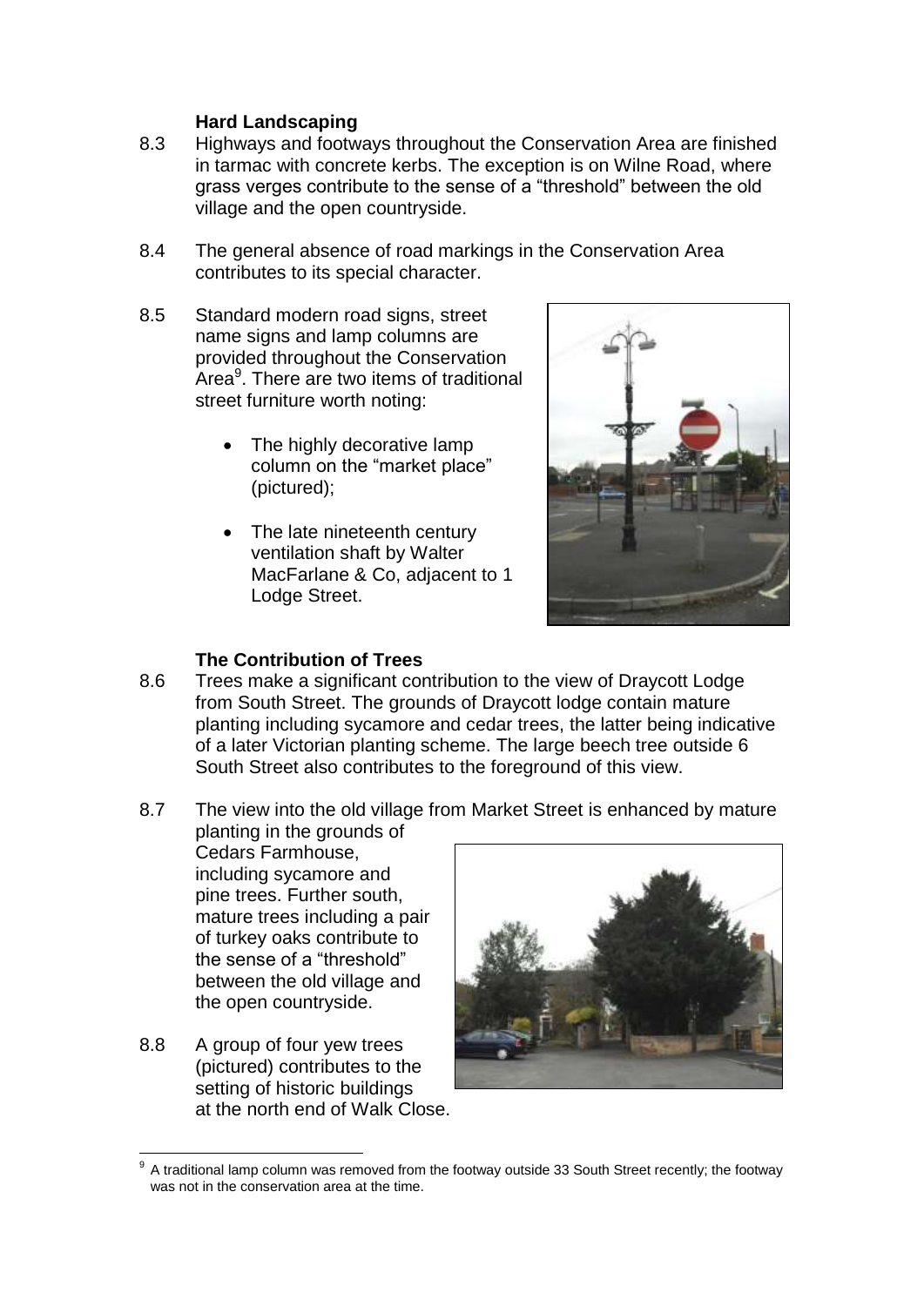### Hard Landscaping

8.3 Highways and footways throughout the Conservation Area are finished in tarmac with concrete kerbs. The exception is on Wilne Road, where grass verges contribute to the sense of a "threshold" between the old village and the open countryside.

8.4 The general absence of road markings in the Conservation Area contributes to its special character.

8.5 Standard modern road signs, street name signs and lamp columns are provided throughout the Conservation Area[9]. There are two items of traditional street furniture worth noting:

- The highly decorative lamp column on the "market place" (pictured);
- The late nineteenth century ventilation shaft by Walter MacFarlane & Co, adjacent to 1 Lodge Street.

### The Contribution of Trees

8.6 Trees make a significant contribution to the view of Draycott Lodge from South Street. The grounds of Draycott lodge contain mature planting including sycamore and cedar trees, the latter being indicative of a later Victorian planting scheme. The large beech tree outside 6 South Street also contributes to the foreground of this view.

8.7 The view into the old village from Market Street is enhanced by mature planting in the grounds of Cedars Farmhouse, including sycamore and pine trees. Further south, mature trees including a pair of turkey oaks contribute to the sense of a "threshold" between the old village and the open countryside.

8.8 A group of four yew trees (pictured) contributes to the setting of historic buildings at the north end of Walk Close.

---

[9] A traditional lamp column was removed from the footway outside 33 South Street recently; the footway was not in the conservation area at the time.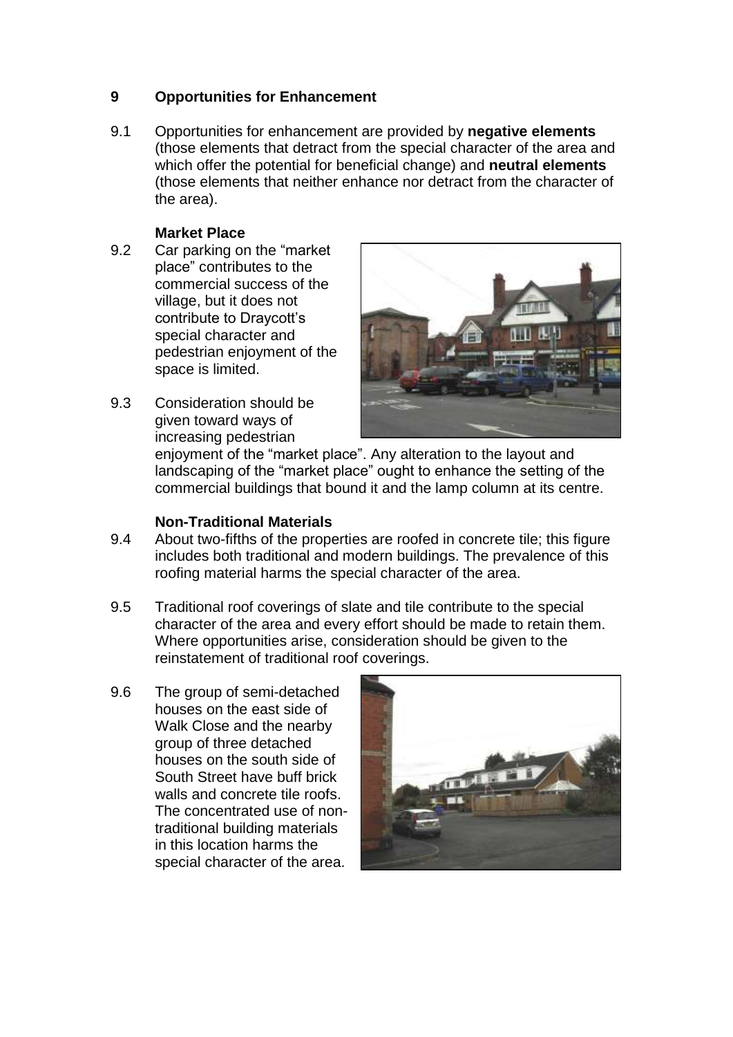## 9 Opportunities for Enhancement

9.1 Opportunities for enhancement are provided by **negative elements** (those elements that detract from the special character of the area and which offer the potential for beneficial change) and **neutral elements** (those elements that neither enhance nor detract from the character of the area).

### Market Place

9.2 Car parking on the "market place" contributes to the commercial success of the village, but it does not contribute to Draycott's special character and pedestrian enjoyment of the space is limited.

9.3 Consideration should be given toward ways of increasing pedestrian enjoyment of the "market place". Any alteration to the layout and landscaping of the "market place" ought to enhance the setting of the commercial buildings that bound it and the lamp column at its centre.

### Non-Traditional Materials

9.4 About two-fifths of the properties are roofed in concrete tile; this figure includes both traditional and modern buildings. The prevalence of this roofing material harms the special character of the area.

9.5 Traditional roof coverings of slate and tile contribute to the special character of the area and every effort should be made to retain them. Where opportunities arise, consideration should be given to the reinstatement of traditional roof coverings.

9.6 The group of semi-detached houses on the east side of Walk Close and the nearby group of three detached houses on the south side of South Street have buff brick walls and concrete tile roofs. The concentrated use of non-traditional building materials in this location harms the special character of the area.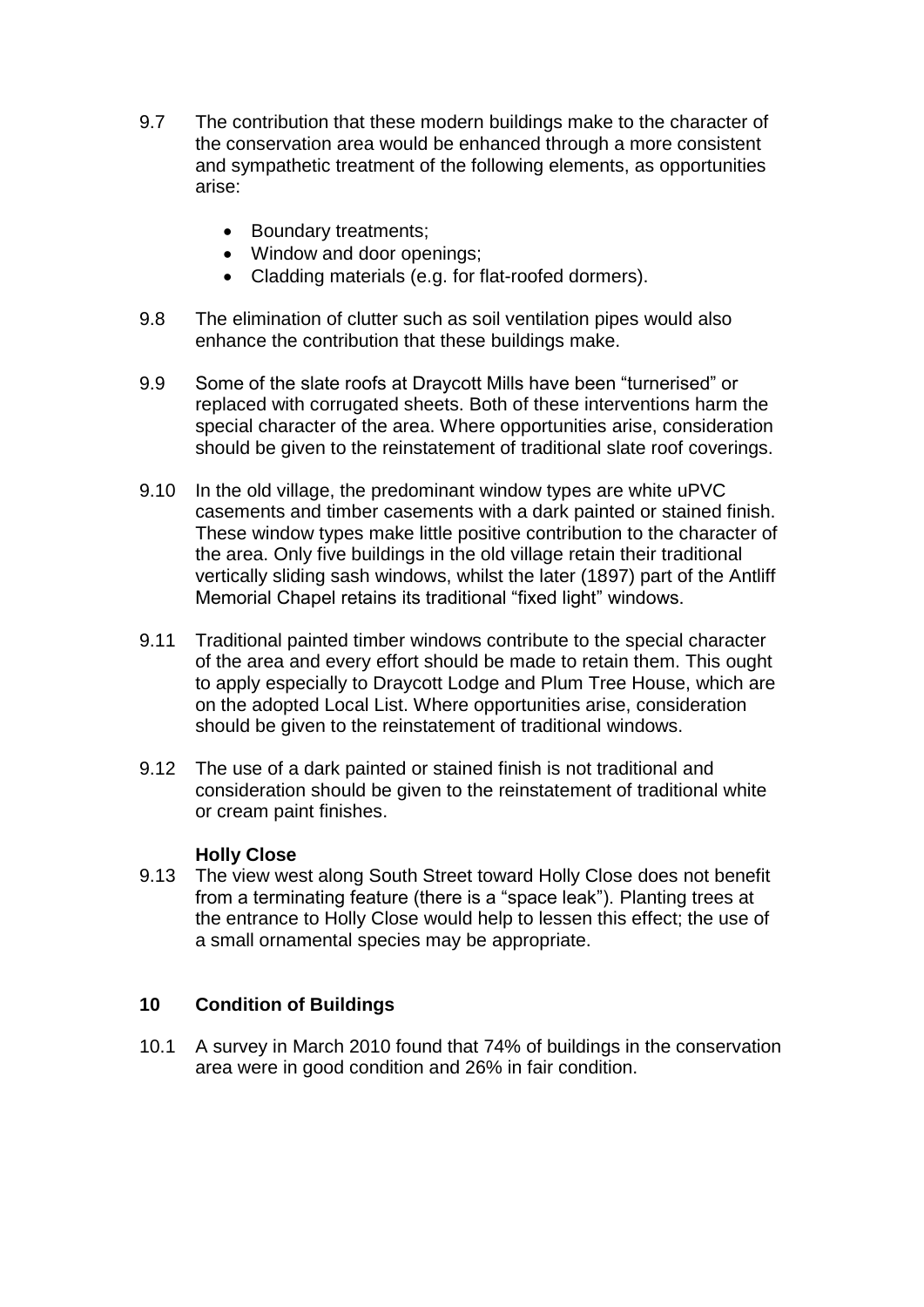9.7 The contribution that these modern buildings make to the character of the conservation area would be enhanced through a more consistent and sympathetic treatment of the following elements, as opportunities arise:

- Boundary treatments;
- Window and door openings;
- Cladding materials (e.g. for flat-roofed dormers).

9.8 The elimination of clutter such as soil ventilation pipes would also enhance the contribution that these buildings make.

9.9 Some of the slate roofs at Draycott Mills have been "turnerised" or replaced with corrugated sheets. Both of these interventions harm the special character of the area. Where opportunities arise, consideration should be given to the reinstatement of traditional slate roof coverings.

9.10 In the old village, the predominant window types are white uPVC casements and timber casements with a dark painted or stained finish. These window types make little positive contribution to the character of the area. Only five buildings in the old village retain their traditional vertically sliding sash windows, whilst the later (1897) part of the Antliff Memorial Chapel retains its traditional "fixed light" windows.

9.11 Traditional painted timber windows contribute to the special character of the area and every effort should be made to retain them. This ought to apply especially to Draycott Lodge and Plum Tree House, which are on the adopted Local List. Where opportunities arise, consideration should be given to the reinstatement of traditional windows.

9.12 The use of a dark painted or stained finish is not traditional and consideration should be given to the reinstatement of traditional white or cream paint finishes.

**Holly Close**

9.13 The view west along South Street toward Holly Close does not benefit from a terminating feature (there is a "space leak"). Planting trees at the entrance to Holly Close would help to lessen this effect; the use of a small ornamental species may be appropriate.

## 10 Condition of Buildings

10.1 A survey in March 2010 found that 74% of buildings in the conservation area were in good condition and 26% in fair condition.